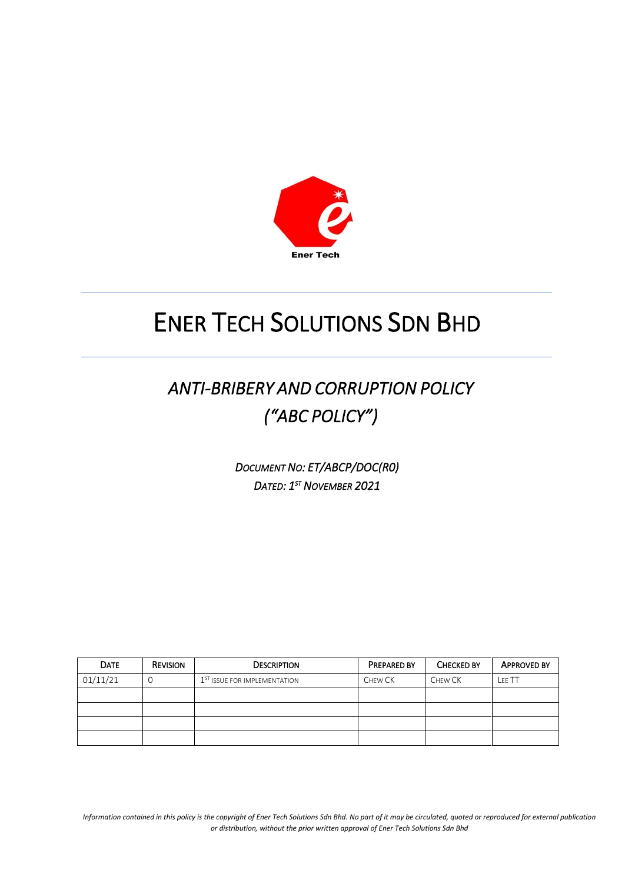Ener Tech

# ENER TECH SOLUTIONS SDN BHD

## *ANTI-BRIBERY AND CORRUPTION POLICY ("ABC POLICY")*

*DOCUMENT NO: ET/ABCP/DOC(R0)*
*DATED: 1ST NOVEMBER 2021*

| DATE | REVISION | DESCRIPTION | PREPARED BY | CHECKED BY | APPROVED BY |
|---|---|---|---|---|---|
| 01/11/21 | 0 | 1ST ISSUE FOR IMPLEMENTATION | CHEW CK | CHEW CK | LEE TT |
| | | | | | |
| | | | | | |
| | | | | | |
| | | | | | |

*Information contained in this policy is the copyright of Ener Tech Solutions Sdn Bhd. No part of it may be circulated, quoted or reproduced for external publication or distribution, without the prior written approval of Ener Tech Solutions Sdn Bhd*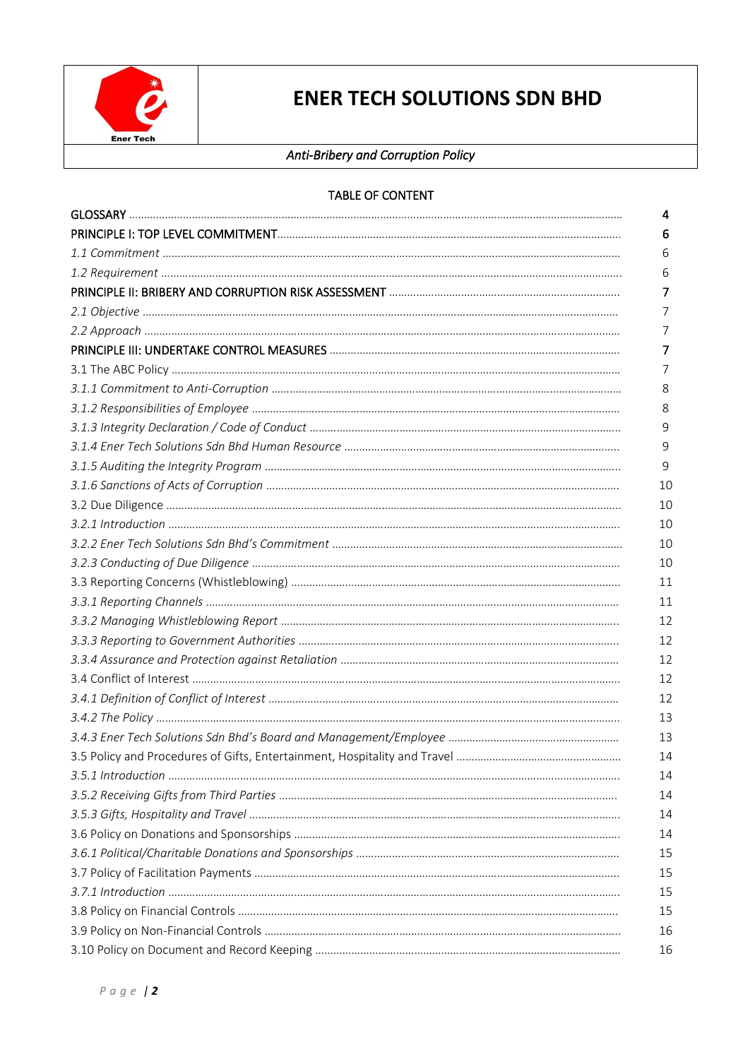# ENER TECH SOLUTIONS SDN BHD

*Anti-Bribery and Corruption Policy*

## TABLE OF CONTENT

| | |
|---|---|
| **GLOSSARY** | **4** |
| **PRINCIPLE I: TOP LEVEL COMMITMENT** | **6** |
| *1.1 Commitment* | 6 |
| *1.2 Requirement* | 6 |
| **PRINCIPLE II: BRIBERY AND CORRUPTION RISK ASSESSMENT** | **7** |
| *2.1 Objective* | 7 |
| *2.2 Approach* | 7 |
| **PRINCIPLE III: UNDERTAKE CONTROL MEASURES** | **7** |
| 3.1 The ABC Policy | 7 |
| *3.1.1 Commitment to Anti-Corruption* | 8 |
| *3.1.2 Responsibilities of Employee* | 8 |
| *3.1.3 Integrity Declaration / Code of Conduct* | 9 |
| *3.1.4 Ener Tech Solutions Sdn Bhd Human Resource* | 9 |
| *3.1.5 Auditing the Integrity Program* | 9 |
| *3.1.6 Sanctions of Acts of Corruption* | 10 |
| 3.2 Due Diligence | 10 |
| *3.2.1 Introduction* | 10 |
| *3.2.2 Ener Tech Solutions Sdn Bhd's Commitment* | 10 |
| *3.2.3 Conducting of Due Diligence* | 10 |
| 3.3 Reporting Concerns (Whistleblowing) | 11 |
| *3.3.1 Reporting Channels* | 11 |
| *3.3.2 Managing Whistleblowing Report* | 12 |
| *3.3.3 Reporting to Government Authorities* | 12 |
| *3.3.4 Assurance and Protection against Retaliation* | 12 |
| 3.4 Conflict of Interest | 12 |
| *3.4.1 Definition of Conflict of Interest* | 12 |
| *3.4.2 The Policy* | 13 |
| *3.4.3 Ener Tech Solutions Sdn Bhd's Board and Management/Employee* | 13 |
| 3.5 Policy and Procedures of Gifts, Entertainment, Hospitality and Travel | 14 |
| *3.5.1 Introduction* | 14 |
| *3.5.2 Receiving Gifts from Third Parties* | 14 |
| *3.5.3 Gifts, Hospitality and Travel* | 14 |
| 3.6 Policy on Donations and Sponsorships | 14 |
| *3.6.1 Political/Charitable Donations and Sponsorships* | 15 |
| 3.7 Policy of Facilitation Payments | 15 |
| *3.7.1 Introduction* | 15 |
| 3.8 Policy on Financial Controls | 15 |
| 3.9 Policy on Non-Financial Controls | 16 |
| 3.10 Policy on Document and Record Keeping | 16 |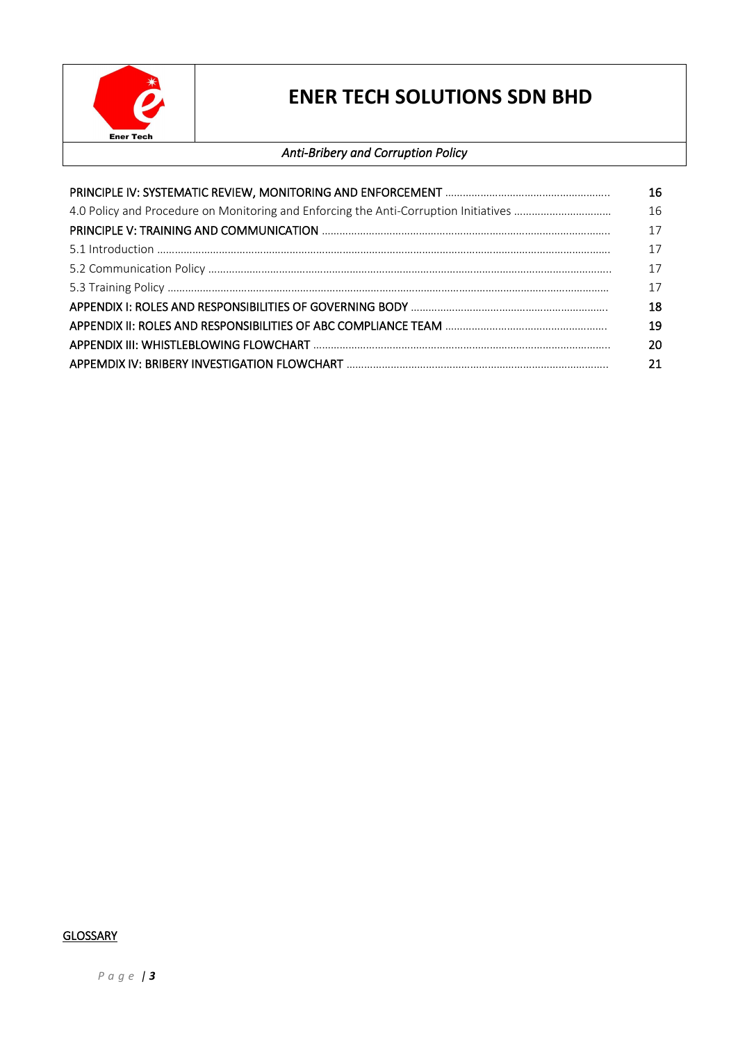| | |
|---|---|
| **PRINCIPLE IV: SYSTEMATIC REVIEW, MONITORING AND ENFORCEMENT** | **16** |
| 4.0 Policy and Procedure on Monitoring and Enforcing the Anti-Corruption Initiatives | 16 |
| **PRINCIPLE V: TRAINING AND COMMUNICATION** | **17** |
| 5.1 Introduction | 17 |
| 5.2 Communication Policy | 17 |
| 5.3 Training Policy | 17 |
| **APPENDIX I: ROLES AND RESPONSIBILITIES OF GOVERNING BODY** | **18** |
| **APPENDIX II: ROLES AND RESPONSIBILITIES OF ABC COMPLIANCE TEAM** | **19** |
| **APPENDIX III: WHISTLEBLOWING FLOWCHART** | **20** |
| **APPEMDIX IV: BRIBERY INVESTIGATION FLOWCHART** | **21** |

GLOSSARY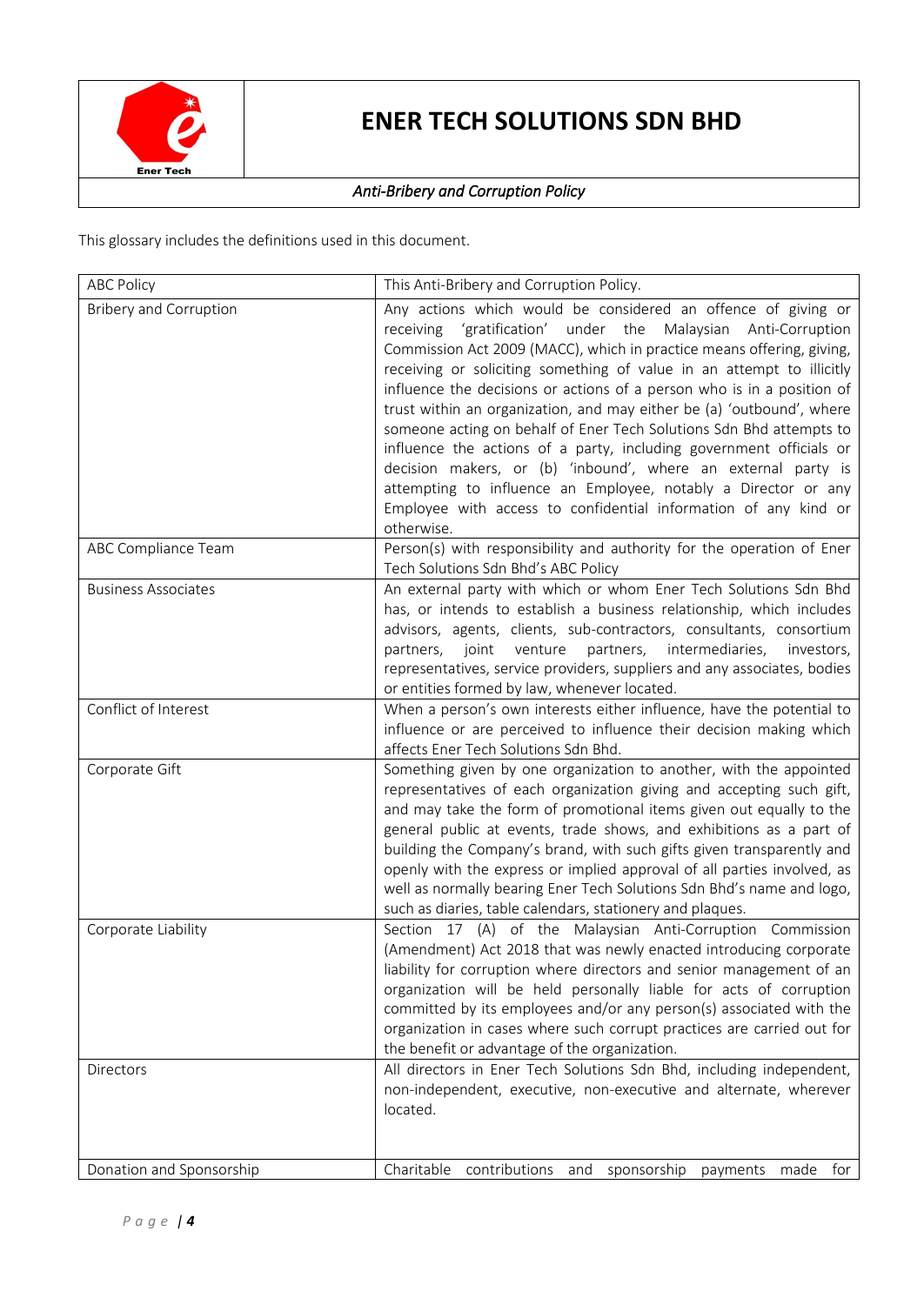This glossary includes the definitions used in this document.

| | |
|---|---|
| ABC Policy | This Anti-Bribery and Corruption Policy. |
| Bribery and Corruption | Any actions which would be considered an offence of giving or receiving 'gratification' under the Malaysian Anti-Corruption Commission Act 2009 (MACC), which in practice means offering, giving, receiving or soliciting something of value in an attempt to illicitly influence the decisions or actions of a person who is in a position of trust within an organization, and may either be (a) 'outbound', where someone acting on behalf of Ener Tech Solutions Sdn Bhd attempts to influence the actions of a party, including government officials or decision makers, or (b) 'inbound', where an external party is attempting to influence an Employee, notably a Director or any Employee with access to confidential information of any kind or otherwise. |
| ABC Compliance Team | Person(s) with responsibility and authority for the operation of Ener Tech Solutions Sdn Bhd's ABC Policy |
| Business Associates | An external party with which or whom Ener Tech Solutions Sdn Bhd has, or intends to establish a business relationship, which includes advisors, agents, clients, sub-contractors, consultants, consortium partners, joint venture partners, intermediaries, investors, representatives, service providers, suppliers and any associates, bodies or entities formed by law, whenever located. |
| Conflict of Interest | When a person's own interests either influence, have the potential to influence or are perceived to influence their decision making which affects Ener Tech Solutions Sdn Bhd. |
| Corporate Gift | Something given by one organization to another, with the appointed representatives of each organization giving and accepting such gift, and may take the form of promotional items given out equally to the general public at events, trade shows, and exhibitions as a part of building the Company's brand, with such gifts given transparently and openly with the express or implied approval of all parties involved, as well as normally bearing Ener Tech Solutions Sdn Bhd's name and logo, such as diaries, table calendars, stationery and plaques. |
| Corporate Liability | Section 17 (A) of the Malaysian Anti-Corruption Commission (Amendment) Act 2018 that was newly enacted introducing corporate liability for corruption where directors and senior management of an organization will be held personally liable for acts of corruption committed by its employees and/or any person(s) associated with the organization in cases where such corrupt practices are carried out for the benefit or advantage of the organization. |
| Directors | All directors in Ener Tech Solutions Sdn Bhd, including independent, non-independent, executive, non-executive and alternate, wherever located. |
| Donation and Sponsorship | Charitable contributions and sponsorship payments made for |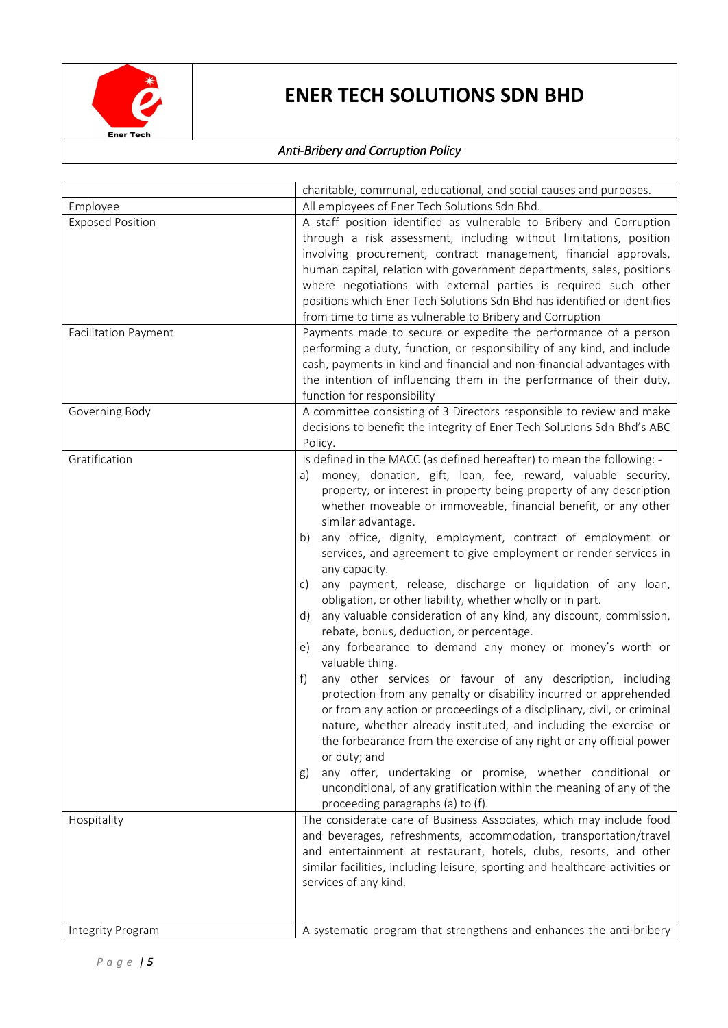| | |
|---|---|
| | charitable, communal, educational, and social causes and purposes. |
| Employee | All employees of Ener Tech Solutions Sdn Bhd. |
| Exposed Position | A staff position identified as vulnerable to Bribery and Corruption through a risk assessment, including without limitations, position involving procurement, contract management, financial approvals, human capital, relation with government departments, sales, positions where negotiations with external parties is required such other positions which Ener Tech Solutions Sdn Bhd has identified or identifies from time to time as vulnerable to Bribery and Corruption |
| Facilitation Payment | Payments made to secure or expedite the performance of a person performing a duty, function, or responsibility of any kind, and include cash, payments in kind and financial and non-financial advantages with the intention of influencing them in the performance of their duty, function for responsibility |
| Governing Body | A committee consisting of 3 Directors responsible to review and make decisions to benefit the integrity of Ener Tech Solutions Sdn Bhd's ABC Policy. |
| Gratification | Is defined in the MACC (as defined hereafter) to mean the following: - <br> a) money, donation, gift, loan, fee, reward, valuable security, property, or interest in property being property of any description whether moveable or immoveable, financial benefit, or any other similar advantage. <br> b) any office, dignity, employment, contract of employment or services, and agreement to give employment or render services in any capacity. <br> c) any payment, release, discharge or liquidation of any loan, obligation, or other liability, whether wholly or in part. <br> d) any valuable consideration of any kind, any discount, commission, rebate, bonus, deduction, or percentage. <br> e) any forbearance to demand any money or money's worth or valuable thing. <br> f) any other services or favour of any description, including protection from any penalty or disability incurred or apprehended or from any action or proceedings of a disciplinary, civil, or criminal nature, whether already instituted, and including the exercise or the forbearance from the exercise of any right or any official power or duty; and <br> g) any offer, undertaking or promise, whether conditional or unconditional, of any gratification within the meaning of any of the proceeding paragraphs (a) to (f). |
| Hospitality | The considerate care of Business Associates, which may include food and beverages, refreshments, accommodation, transportation/travel and entertainment at restaurant, hotels, clubs, resorts, and other similar facilities, including leisure, sporting and healthcare activities or services of any kind. |
| Integrity Program | A systematic program that strengthens and enhances the anti-bribery |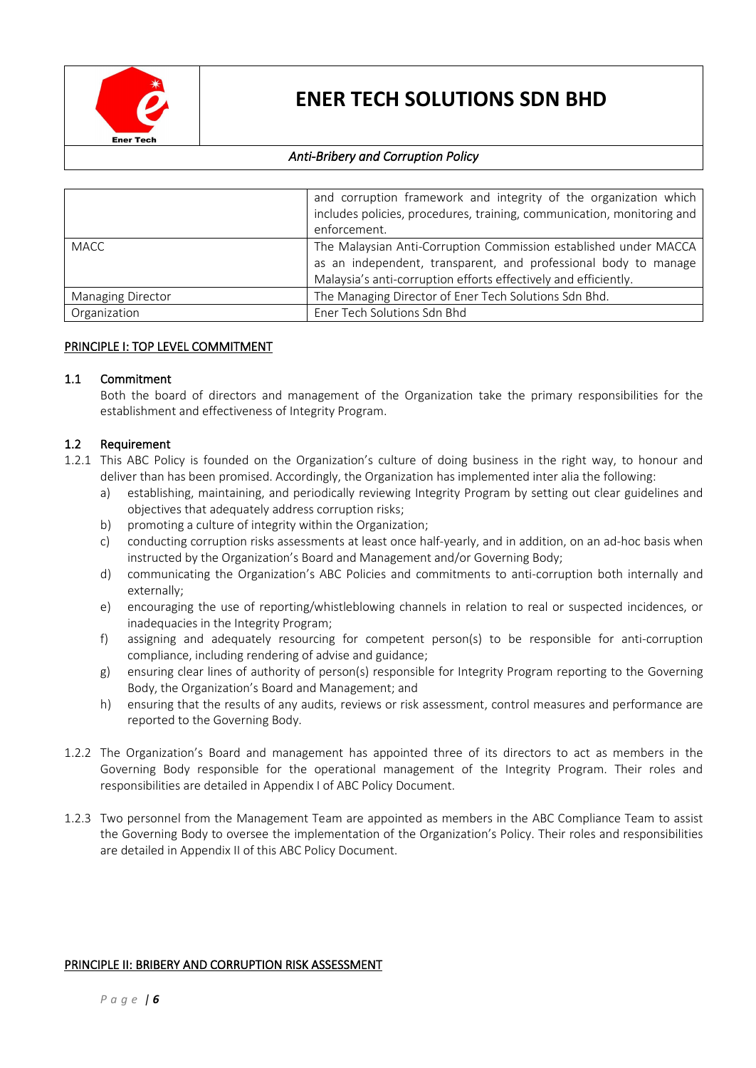| | |
|---|---|
| | and corruption framework and integrity of the organization which includes policies, procedures, training, communication, monitoring and enforcement. |
| MACC | The Malaysian Anti-Corruption Commission established under MACCA as an independent, transparent, and professional body to manage Malaysia's anti-corruption efforts effectively and efficiently. |
| Managing Director | The Managing Director of Ener Tech Solutions Sdn Bhd. |
| Organization | Ener Tech Solutions Sdn Bhd |

## PRINCIPLE I: TOP LEVEL COMMITMENT

### 1.1 Commitment

Both the board of directors and management of the Organization take the primary responsibilities for the establishment and effectiveness of Integrity Program.

### 1.2 Requirement

1.2.1 This ABC Policy is founded on the Organization's culture of doing business in the right way, to honour and deliver than has been promised. Accordingly, the Organization has implemented inter alia the following:

a) establishing, maintaining, and periodically reviewing Integrity Program by setting out clear guidelines and objectives that adequately address corruption risks;

b) promoting a culture of integrity within the Organization;

c) conducting corruption risks assessments at least once half-yearly, and in addition, on an ad-hoc basis when instructed by the Organization's Board and Management and/or Governing Body;

d) communicating the Organization's ABC Policies and commitments to anti-corruption both internally and externally;

e) encouraging the use of reporting/whistleblowing channels in relation to real or suspected incidences, or inadequacies in the Integrity Program;

f) assigning and adequately resourcing for competent person(s) to be responsible for anti-corruption compliance, including rendering of advise and guidance;

g) ensuring clear lines of authority of person(s) responsible for Integrity Program reporting to the Governing Body, the Organization's Board and Management; and

h) ensuring that the results of any audits, reviews or risk assessment, control measures and performance are reported to the Governing Body.

1.2.2 The Organization's Board and management has appointed three of its directors to act as members in the Governing Body responsible for the operational management of the Integrity Program. Their roles and responsibilities are detailed in Appendix I of ABC Policy Document.

1.2.3 Two personnel from the Management Team are appointed as members in the ABC Compliance Team to assist the Governing Body to oversee the implementation of the Organization's Policy. Their roles and responsibilities are detailed in Appendix II of this ABC Policy Document.

## PRINCIPLE II: BRIBERY AND CORRUPTION RISK ASSESSMENT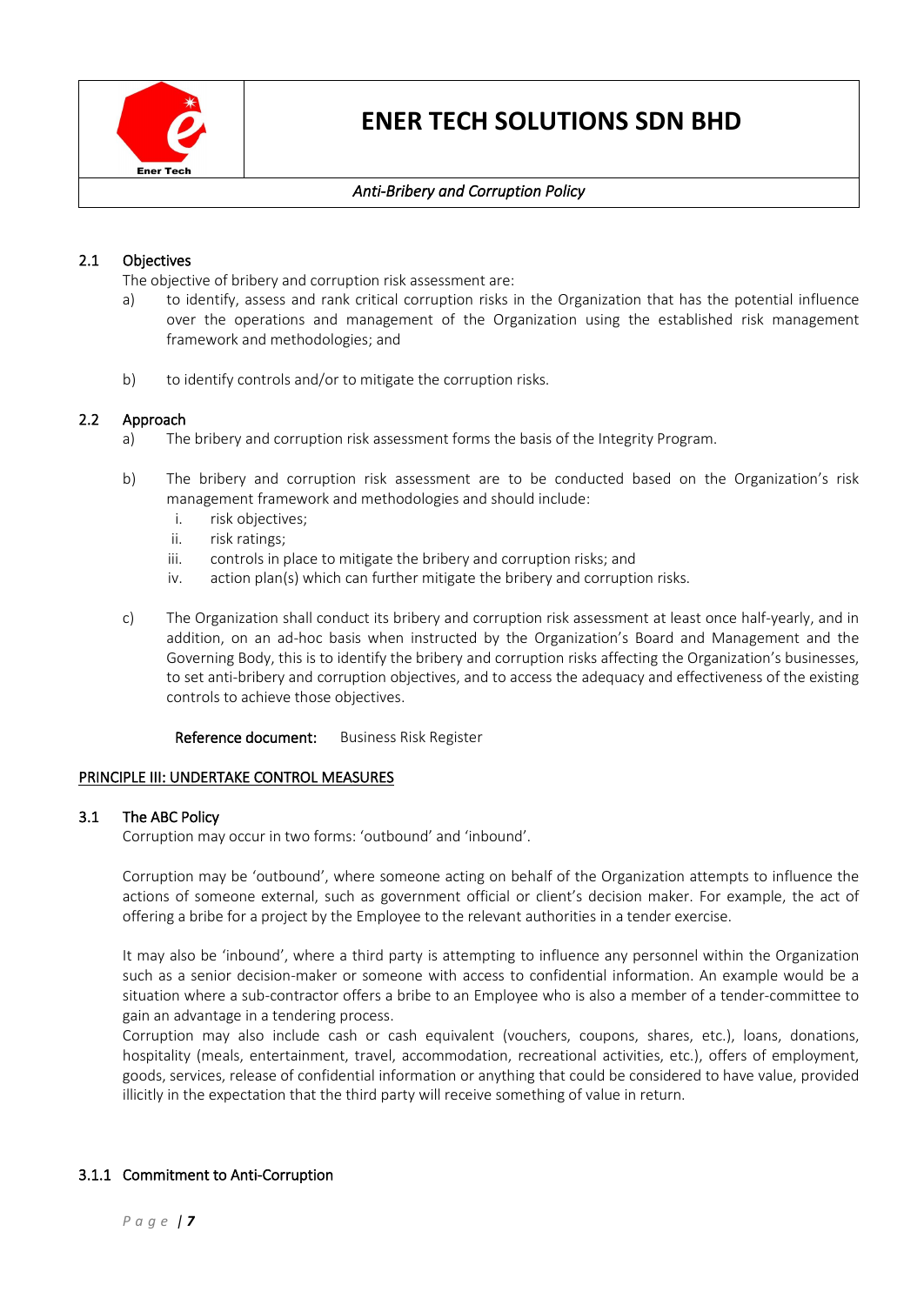### 2.1 Objectives

The objective of bribery and corruption risk assessment are:

a) to identify, assess and rank critical corruption risks in the Organization that has the potential influence over the operations and management of the Organization using the established risk management framework and methodologies; and

b) to identify controls and/or to mitigate the corruption risks.

### 2.2 Approach

a) The bribery and corruption risk assessment forms the basis of the Integrity Program.

b) The bribery and corruption risk assessment are to be conducted based on the Organization's risk management framework and methodologies and should include:

   i. risk objectives;
   ii. risk ratings;
   iii. controls in place to mitigate the bribery and corruption risks; and
   iv. action plan(s) which can further mitigate the bribery and corruption risks.

c) The Organization shall conduct its bribery and corruption risk assessment at least once half-yearly, and in addition, on an ad-hoc basis when instructed by the Organization's Board and Management and the Governing Body, this is to identify the bribery and corruption risks affecting the Organization's businesses, to set anti-bribery and corruption objectives, and to access the adequacy and effectiveness of the existing controls to achieve those objectives.

**Reference document:** Business Risk Register

## PRINCIPLE III: UNDERTAKE CONTROL MEASURES

### 3.1 The ABC Policy

Corruption may occur in two forms: 'outbound' and 'inbound'.

Corruption may be 'outbound', where someone acting on behalf of the Organization attempts to influence the actions of someone external, such as government official or client's decision maker. For example, the act of offering a bribe for a project by the Employee to the relevant authorities in a tender exercise.

It may also be 'inbound', where a third party is attempting to influence any personnel within the Organization such as a senior decision-maker or someone with access to confidential information. An example would be a situation where a sub-contractor offers a bribe to an Employee who is also a member of a tender-committee to gain an advantage in a tendering process.

Corruption may also include cash or cash equivalent (vouchers, coupons, shares, etc.), loans, donations, hospitality (meals, entertainment, travel, accommodation, recreational activities, etc.), offers of employment, goods, services, release of confidential information or anything that could be considered to have value, provided illicitly in the expectation that the third party will receive something of value in return.

#### 3.1.1 Commitment to Anti-Corruption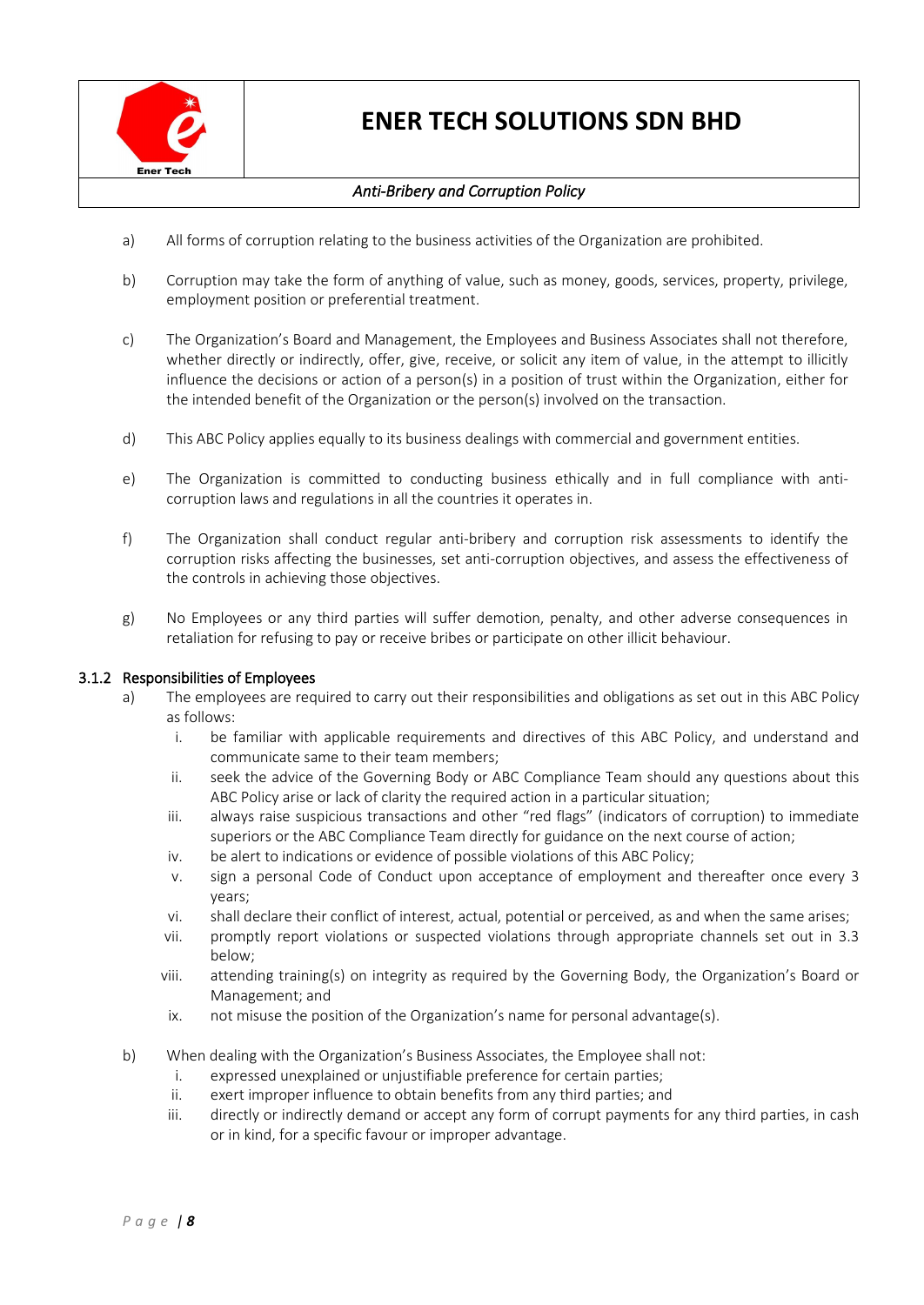a) All forms of corruption relating to the business activities of the Organization are prohibited.

b) Corruption may take the form of anything of value, such as money, goods, services, property, privilege, employment position or preferential treatment.

c) The Organization's Board and Management, the Employees and Business Associates shall not therefore, whether directly or indirectly, offer, give, receive, or solicit any item of value, in the attempt to illicitly influence the decisions or action of a person(s) in a position of trust within the Organization, either for the intended benefit of the Organization or the person(s) involved on the transaction.

d) This ABC Policy applies equally to its business dealings with commercial and government entities.

e) The Organization is committed to conducting business ethically and in full compliance with anti-corruption laws and regulations in all the countries it operates in.

f) The Organization shall conduct regular anti-bribery and corruption risk assessments to identify the corruption risks affecting the businesses, set anti-corruption objectives, and assess the effectiveness of the controls in achieving those objectives.

g) No Employees or any third parties will suffer demotion, penalty, and other adverse consequences in retaliation for refusing to pay or receive bribes or participate on other illicit behaviour.

### 3.1.2 Responsibilities of Employees

a) The employees are required to carry out their responsibilities and obligations as set out in this ABC Policy as follows:
   i. be familiar with applicable requirements and directives of this ABC Policy, and understand and communicate same to their team members;
   ii. seek the advice of the Governing Body or ABC Compliance Team should any questions about this ABC Policy arise or lack of clarity the required action in a particular situation;
   iii. always raise suspicious transactions and other "red flags" (indicators of corruption) to immediate superiors or the ABC Compliance Team directly for guidance on the next course of action;
   iv. be alert to indications or evidence of possible violations of this ABC Policy;
   v. sign a personal Code of Conduct upon acceptance of employment and thereafter once every 3 years;
   vi. shall declare their conflict of interest, actual, potential or perceived, as and when the same arises;
   vii. promptly report violations or suspected violations through appropriate channels set out in 3.3 below;
   viii. attending training(s) on integrity as required by the Governing Body, the Organization's Board or Management; and
   ix. not misuse the position of the Organization's name for personal advantage(s).

b) When dealing with the Organization's Business Associates, the Employee shall not:
   i. expressed unexplained or unjustifiable preference for certain parties;
   ii. exert improper influence to obtain benefits from any third parties; and
   iii. directly or indirectly demand or accept any form of corrupt payments for any third parties, in cash or in kind, for a specific favour or improper advantage.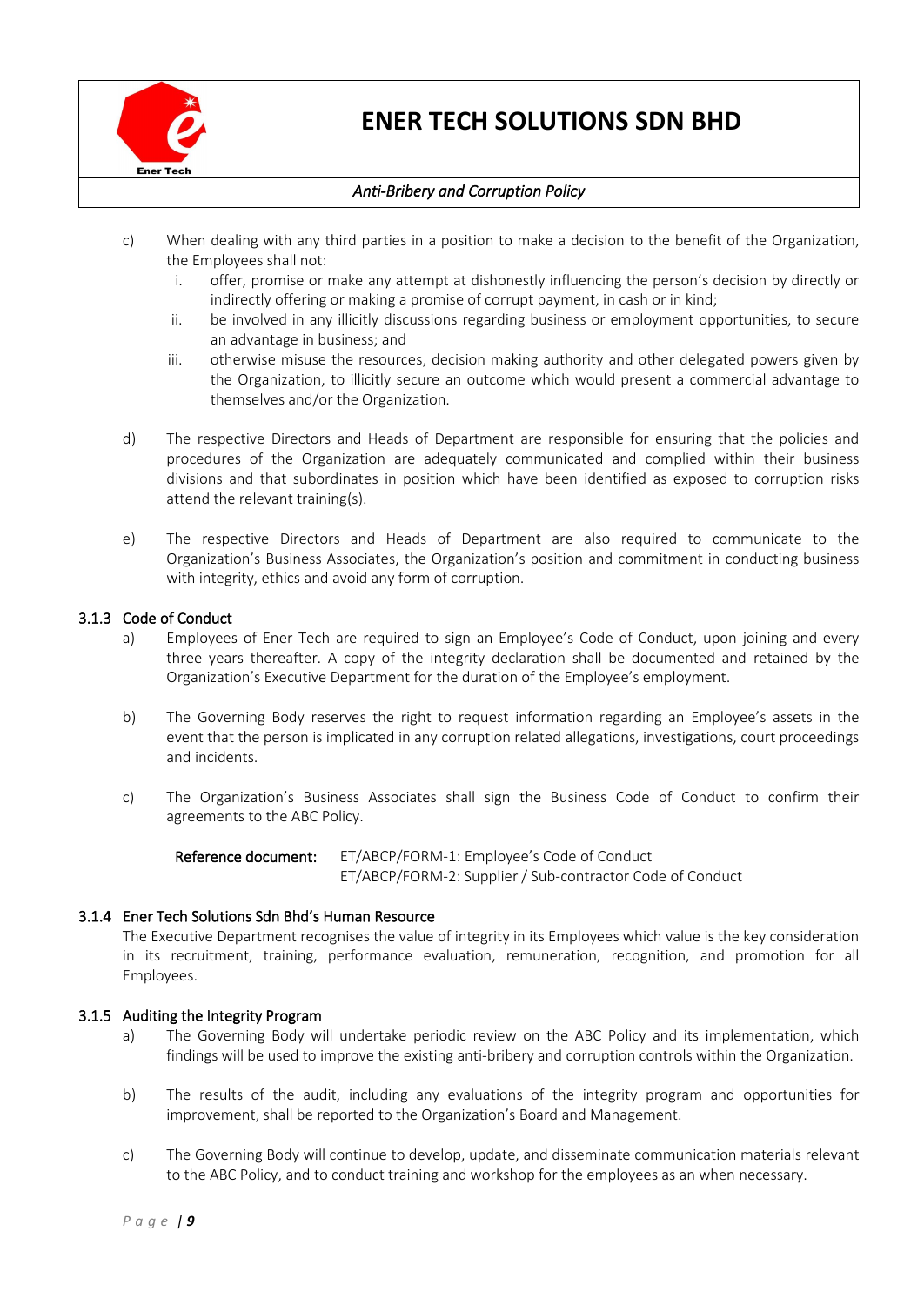c) When dealing with any third parties in a position to make a decision to the benefit of the Organization, the Employees shall not:

   i. offer, promise or make any attempt at dishonestly influencing the person's decision by directly or indirectly offering or making a promise of corrupt payment, in cash or in kind;

   ii. be involved in any illicitly discussions regarding business or employment opportunities, to secure an advantage in business; and

   iii. otherwise misuse the resources, decision making authority and other delegated powers given by the Organization, to illicitly secure an outcome which would present a commercial advantage to themselves and/or the Organization.

d) The respective Directors and Heads of Department are responsible for ensuring that the policies and procedures of the Organization are adequately communicated and complied within their business divisions and that subordinates in position which have been identified as exposed to corruption risks attend the relevant training(s).

e) The respective Directors and Heads of Department are also required to communicate to the Organization's Business Associates, the Organization's position and commitment in conducting business with integrity, ethics and avoid any form of corruption.

### 3.1.3 Code of Conduct

a) Employees of Ener Tech are required to sign an Employee's Code of Conduct, upon joining and every three years thereafter. A copy of the integrity declaration shall be documented and retained by the Organization's Executive Department for the duration of the Employee's employment.

b) The Governing Body reserves the right to request information regarding an Employee's assets in the event that the person is implicated in any corruption related allegations, investigations, court proceedings and incidents.

c) The Organization's Business Associates shall sign the Business Code of Conduct to confirm their agreements to the ABC Policy.

**Reference document:** ET/ABCP/FORM-1: Employee's Code of Conduct
ET/ABCP/FORM-2: Supplier / Sub-contractor Code of Conduct

### 3.1.4 Ener Tech Solutions Sdn Bhd's Human Resource

The Executive Department recognises the value of integrity in its Employees which value is the key consideration in its recruitment, training, performance evaluation, remuneration, recognition, and promotion for all Employees.

### 3.1.5 Auditing the Integrity Program

a) The Governing Body will undertake periodic review on the ABC Policy and its implementation, which findings will be used to improve the existing anti-bribery and corruption controls within the Organization.

b) The results of the audit, including any evaluations of the integrity program and opportunities for improvement, shall be reported to the Organization's Board and Management.

c) The Governing Body will continue to develop, update, and disseminate communication materials relevant to the ABC Policy, and to conduct training and workshop for the employees as an when necessary.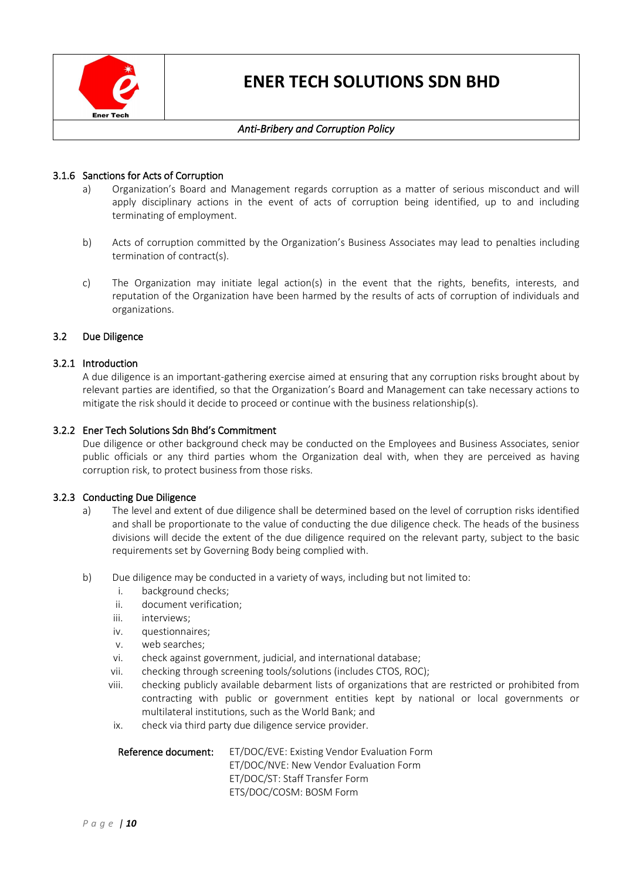#### 3.1.6 Sanctions for Acts of Corruption

a) Organization's Board and Management regards corruption as a matter of serious misconduct and will apply disciplinary actions in the event of acts of corruption being identified, up to and including terminating of employment.

b) Acts of corruption committed by the Organization's Business Associates may lead to penalties including termination of contract(s).

c) The Organization may initiate legal action(s) in the event that the rights, benefits, interests, and reputation of the Organization have been harmed by the results of acts of corruption of individuals and organizations.

### 3.2 Due Diligence

#### 3.2.1 Introduction

A due diligence is an important-gathering exercise aimed at ensuring that any corruption risks brought about by relevant parties are identified, so that the Organization's Board and Management can take necessary actions to mitigate the risk should it decide to proceed or continue with the business relationship(s).

#### 3.2.2 Ener Tech Solutions Sdn Bhd's Commitment

Due diligence or other background check may be conducted on the Employees and Business Associates, senior public officials or any third parties whom the Organization deal with, when they are perceived as having corruption risk, to protect business from those risks.

#### 3.2.3 Conducting Due Diligence

a) The level and extent of due diligence shall be determined based on the level of corruption risks identified and shall be proportionate to the value of conducting the due diligence check. The heads of the business divisions will decide the extent of the due diligence required on the relevant party, subject to the basic requirements set by Governing Body being complied with.

b) Due diligence may be conducted in a variety of ways, including but not limited to:

   i. background checks;
   ii. document verification;
   iii. interviews;
   iv. questionnaires;
   v. web searches;
   vi. check against government, judicial, and international database;
   vii. checking through screening tools/solutions (includes CTOS, ROC);
   viii. checking publicly available debarment lists of organizations that are restricted or prohibited from contracting with public or government entities kept by national or local governments or multilateral institutions, such as the World Bank; and
   ix. check via third party due diligence service provider.

**Reference document:**
ET/DOC/EVE: Existing Vendor Evaluation Form
ET/DOC/NVE: New Vendor Evaluation Form
ET/DOC/ST: Staff Transfer Form
ETS/DOC/COSM: BOSM Form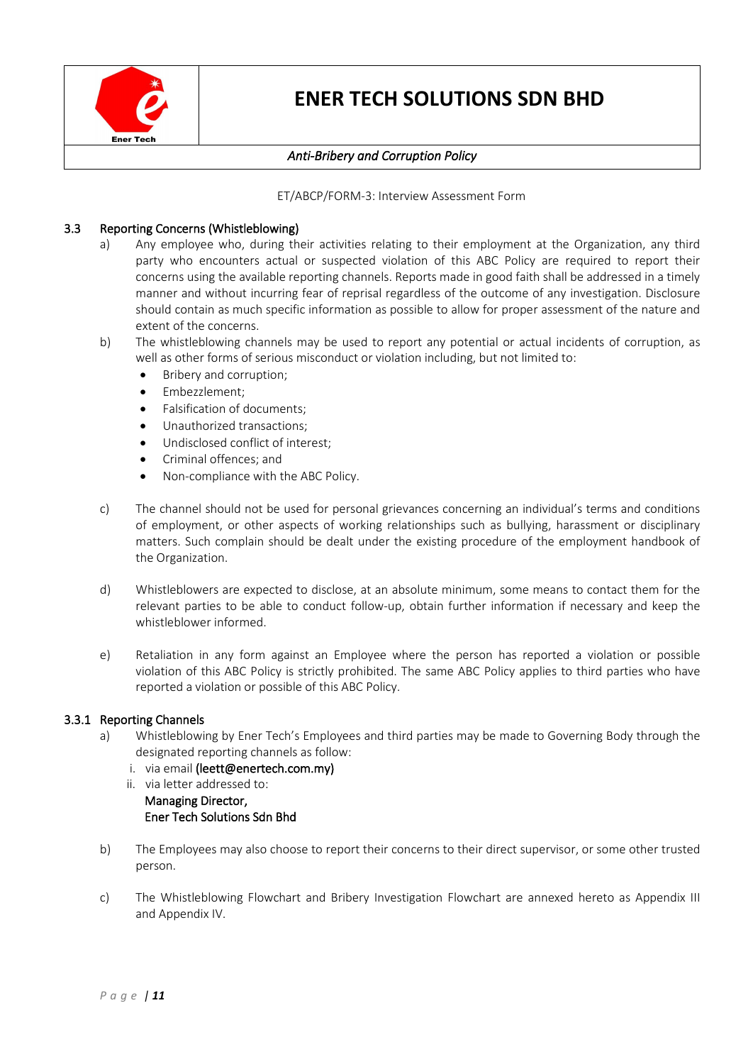ET/ABCP/FORM-3: Interview Assessment Form

### 3.3 Reporting Concerns (Whistleblowing)

a) Any employee who, during their activities relating to their employment at the Organization, any third party who encounters actual or suspected violation of this ABC Policy are required to report their concerns using the available reporting channels. Reports made in good faith shall be addressed in a timely manner and without incurring fear of reprisal regardless of the outcome of any investigation. Disclosure should contain as much specific information as possible to allow for proper assessment of the nature and extent of the concerns.

b) The whistleblowing channels may be used to report any potential or actual incidents of corruption, as well as other forms of serious misconduct or violation including, but not limited to:
- Bribery and corruption;
- Embezzlement;
- Falsification of documents;
- Unauthorized transactions;
- Undisclosed conflict of interest;
- Criminal offences; and
- Non-compliance with the ABC Policy.

c) The channel should not be used for personal grievances concerning an individual's terms and conditions of employment, or other aspects of working relationships such as bullying, harassment or disciplinary matters. Such complain should be dealt under the existing procedure of the employment handbook of the Organization.

d) Whistleblowers are expected to disclose, at an absolute minimum, some means to contact them for the relevant parties to be able to conduct follow-up, obtain further information if necessary and keep the whistleblower informed.

e) Retaliation in any form against an Employee where the person has reported a violation or possible violation of this ABC Policy is strictly prohibited. The same ABC Policy applies to third parties who have reported a violation or possible of this ABC Policy.

### 3.3.1 Reporting Channels

a) Whistleblowing by Ener Tech's Employees and third parties may be made to Governing Body through the designated reporting channels as follow:
   i. via email **(leett@enertech.com.my)**
   ii. via letter addressed to:
   **Managing Director,**
   **Ener Tech Solutions Sdn Bhd**

b) The Employees may also choose to report their concerns to their direct supervisor, or some other trusted person.

c) The Whistleblowing Flowchart and Bribery Investigation Flowchart are annexed hereto as Appendix III and Appendix IV.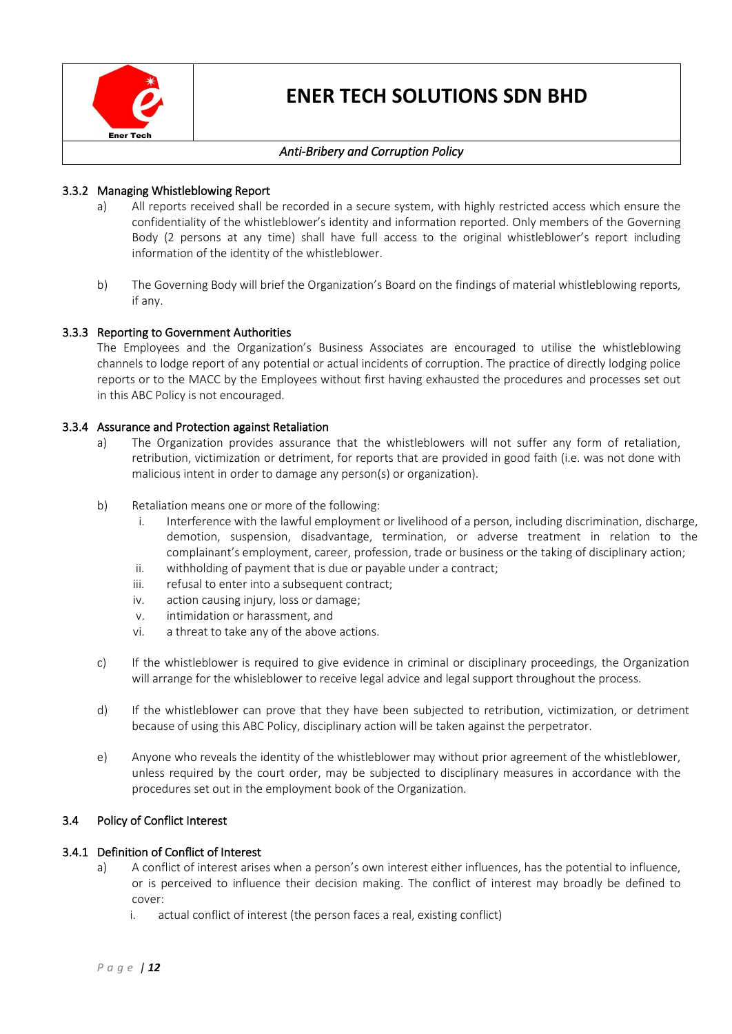### 3.3.2 Managing Whistleblowing Report

a) All reports received shall be recorded in a secure system, with highly restricted access which ensure the confidentiality of the whistleblower's identity and information reported. Only members of the Governing Body (2 persons at any time) shall have full access to the original whistleblower's report including information of the identity of the whistleblower.

b) The Governing Body will brief the Organization's Board on the findings of material whistleblowing reports, if any.

### 3.3.3 Reporting to Government Authorities

The Employees and the Organization's Business Associates are encouraged to utilise the whistleblowing channels to lodge report of any potential or actual incidents of corruption. The practice of directly lodging police reports or to the MACC by the Employees without first having exhausted the procedures and processes set out in this ABC Policy is not encouraged.

### 3.3.4 Assurance and Protection against Retaliation

a) The Organization provides assurance that the whistleblowers will not suffer any form of retaliation, retribution, victimization or detriment, for reports that are provided in good faith (i.e. was not done with malicious intent in order to damage any person(s) or organization).

b) Retaliation means one or more of the following:
   i. Interference with the lawful employment or livelihood of a person, including discrimination, discharge, demotion, suspension, disadvantage, termination, or adverse treatment in relation to the complainant's employment, career, profession, trade or business or the taking of disciplinary action;
   ii. withholding of payment that is due or payable under a contract;
   iii. refusal to enter into a subsequent contract;
   iv. action causing injury, loss or damage;
   v. intimidation or harassment, and
   vi. a threat to take any of the above actions.

c) If the whistleblower is required to give evidence in criminal or disciplinary proceedings, the Organization will arrange for the whisleblower to receive legal advice and legal support throughout the process.

d) If the whistleblower can prove that they have been subjected to retribution, victimization, or detriment because of using this ABC Policy, disciplinary action will be taken against the perpetrator.

e) Anyone who reveals the identity of the whistleblower may without prior agreement of the whistleblower, unless required by the court order, may be subjected to disciplinary measures in accordance with the procedures set out in the employment book of the Organization.

## 3.4 Policy of Conflict Interest

### 3.4.1 Definition of Conflict of Interest

a) A conflict of interest arises when a person's own interest either influences, has the potential to influence, or is perceived to influence their decision making. The conflict of interest may broadly be defined to cover:
   i. actual conflict of interest (the person faces a real, existing conflict)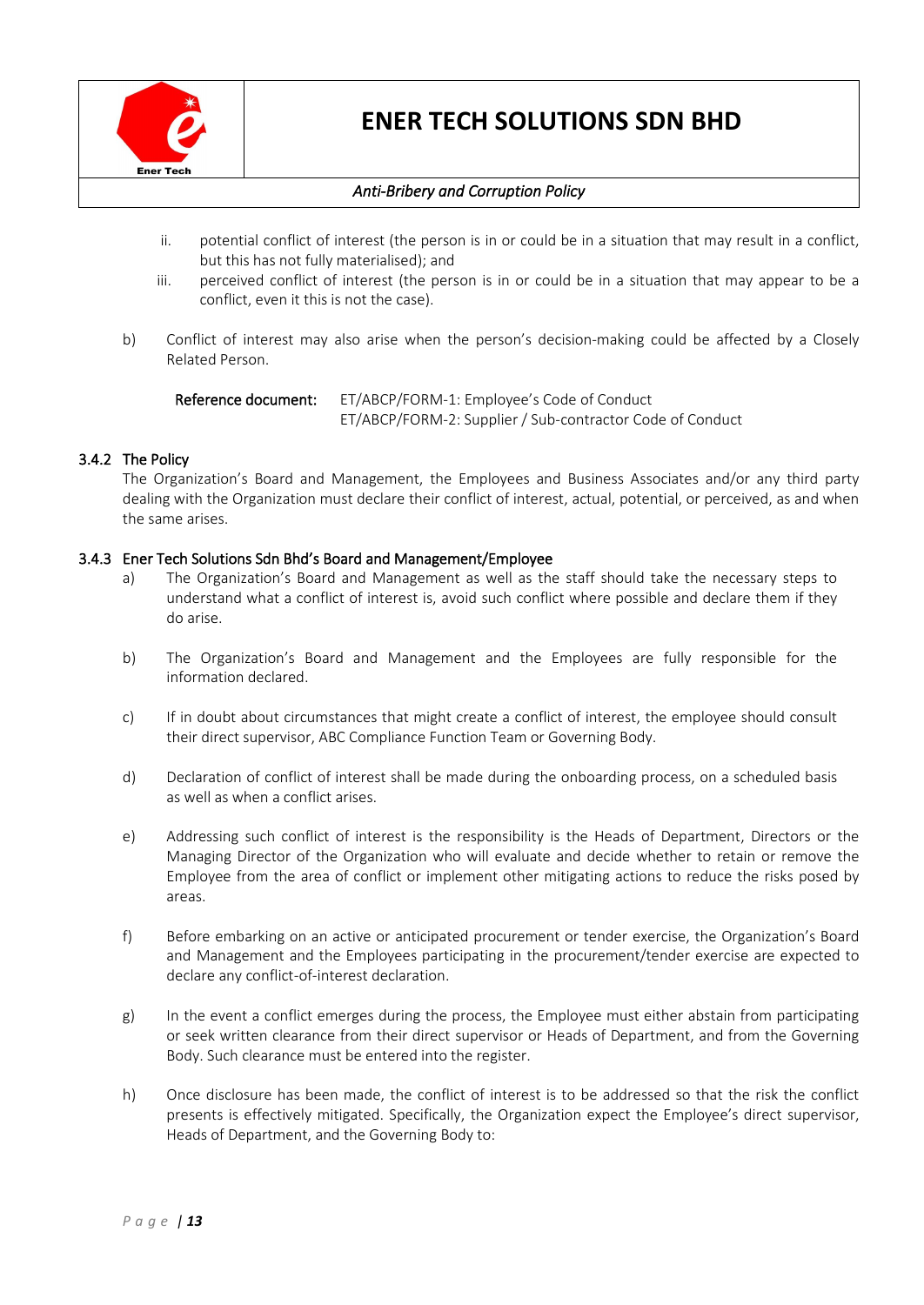ii. potential conflict of interest (the person is in or could be in a situation that may result in a conflict, but this has not fully materialised); and

iii. perceived conflict of interest (the person is in or could be in a situation that may appear to be a conflict, even it this is not the case).

b) Conflict of interest may also arise when the person's decision-making could be affected by a Closely Related Person.

**Reference document:** ET/ABCP/FORM-1: Employee's Code of Conduct
ET/ABCP/FORM-2: Supplier / Sub-contractor Code of Conduct

### 3.4.2 The Policy

The Organization's Board and Management, the Employees and Business Associates and/or any third party dealing with the Organization must declare their conflict of interest, actual, potential, or perceived, as and when the same arises.

### 3.4.3 Ener Tech Solutions Sdn Bhd's Board and Management/Employee

a) The Organization's Board and Management as well as the staff should take the necessary steps to understand what a conflict of interest is, avoid such conflict where possible and declare them if they do arise.

b) The Organization's Board and Management and the Employees are fully responsible for the information declared.

c) If in doubt about circumstances that might create a conflict of interest, the employee should consult their direct supervisor, ABC Compliance Function Team or Governing Body.

d) Declaration of conflict of interest shall be made during the onboarding process, on a scheduled basis as well as when a conflict arises.

e) Addressing such conflict of interest is the responsibility is the Heads of Department, Directors or the Managing Director of the Organization who will evaluate and decide whether to retain or remove the Employee from the area of conflict or implement other mitigating actions to reduce the risks posed by areas.

f) Before embarking on an active or anticipated procurement or tender exercise, the Organization's Board and Management and the Employees participating in the procurement/tender exercise are expected to declare any conflict-of-interest declaration.

g) In the event a conflict emerges during the process, the Employee must either abstain from participating or seek written clearance from their direct supervisor or Heads of Department, and from the Governing Body. Such clearance must be entered into the register.

h) Once disclosure has been made, the conflict of interest is to be addressed so that the risk the conflict presents is effectively mitigated. Specifically, the Organization expect the Employee's direct supervisor, Heads of Department, and the Governing Body to: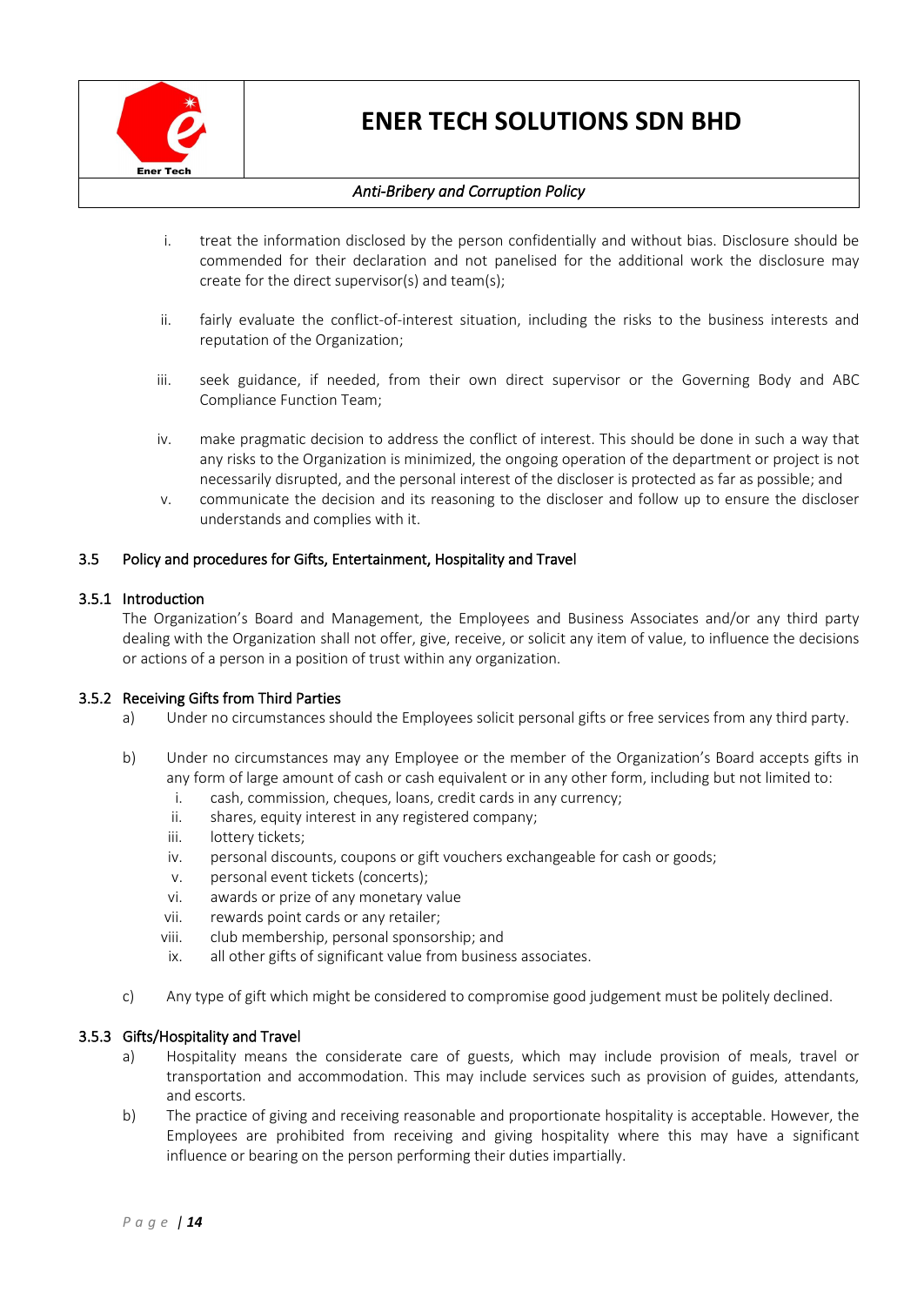i. treat the information disclosed by the person confidentially and without bias. Disclosure should be commended for their declaration and not panelised for the additional work the disclosure may create for the direct supervisor(s) and team(s);

ii. fairly evaluate the conflict-of-interest situation, including the risks to the business interests and reputation of the Organization;

iii. seek guidance, if needed, from their own direct supervisor or the Governing Body and ABC Compliance Function Team;

iv. make pragmatic decision to address the conflict of interest. This should be done in such a way that any risks to the Organization is minimized, the ongoing operation of the department or project is not necessarily disrupted, and the personal interest of the discloser is protected as far as possible; and

v. communicate the decision and its reasoning to the discloser and follow up to ensure the discloser understands and complies with it.

### 3.5 Policy and procedures for Gifts, Entertainment, Hospitality and Travel

#### 3.5.1 Introduction

The Organization's Board and Management, the Employees and Business Associates and/or any third party dealing with the Organization shall not offer, give, receive, or solicit any item of value, to influence the decisions or actions of a person in a position of trust within any organization.

#### 3.5.2 Receiving Gifts from Third Parties

a) Under no circumstances should the Employees solicit personal gifts or free services from any third party.

b) Under no circumstances may any Employee or the member of the Organization's Board accepts gifts in any form of large amount of cash or cash equivalent or in any other form, including but not limited to:
   i. cash, commission, cheques, loans, credit cards in any currency;
   ii. shares, equity interest in any registered company;
   iii. lottery tickets;
   iv. personal discounts, coupons or gift vouchers exchangeable for cash or goods;
   v. personal event tickets (concerts);
   vi. awards or prize of any monetary value
   vii. rewards point cards or any retailer;
   viii. club membership, personal sponsorship; and
   ix. all other gifts of significant value from business associates.

c) Any type of gift which might be considered to compromise good judgement must be politely declined.

#### 3.5.3 Gifts/Hospitality and Travel

a) Hospitality means the considerate care of guests, which may include provision of meals, travel or transportation and accommodation. This may include services such as provision of guides, attendants, and escorts.

b) The practice of giving and receiving reasonable and proportionate hospitality is acceptable. However, the Employees are prohibited from receiving and giving hospitality where this may have a significant influence or bearing on the person performing their duties impartially.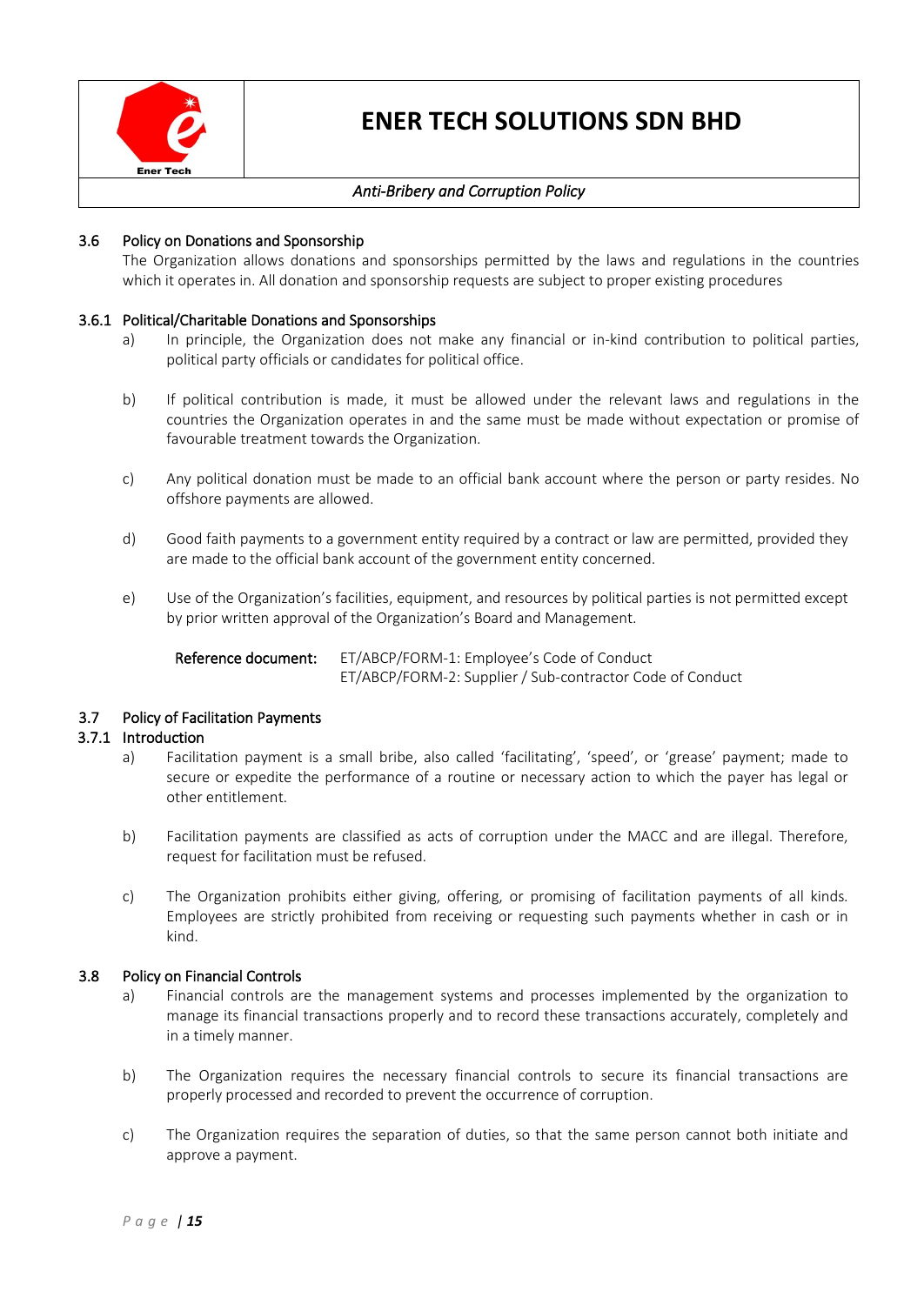### 3.6 Policy on Donations and Sponsorship

The Organization allows donations and sponsorships permitted by the laws and regulations in the countries which it operates in. All donation and sponsorship requests are subject to proper existing procedures

#### 3.6.1 Political/Charitable Donations and Sponsorships

a) In principle, the Organization does not make any financial or in-kind contribution to political parties, political party officials or candidates for political office.

b) If political contribution is made, it must be allowed under the relevant laws and regulations in the countries the Organization operates in and the same must be made without expectation or promise of favourable treatment towards the Organization.

c) Any political donation must be made to an official bank account where the person or party resides. No offshore payments are allowed.

d) Good faith payments to a government entity required by a contract or law are permitted, provided they are made to the official bank account of the government entity concerned.

e) Use of the Organization's facilities, equipment, and resources by political parties is not permitted except by prior written approval of the Organization's Board and Management.

**Reference document:** ET/ABCP/FORM-1: Employee's Code of Conduct
ET/ABCP/FORM-2: Supplier / Sub-contractor Code of Conduct

### 3.7 Policy of Facilitation Payments

#### 3.7.1 Introduction

a) Facilitation payment is a small bribe, also called 'facilitating', 'speed', or 'grease' payment; made to secure or expedite the performance of a routine or necessary action to which the payer has legal or other entitlement.

b) Facilitation payments are classified as acts of corruption under the MACC and are illegal. Therefore, request for facilitation must be refused.

c) The Organization prohibits either giving, offering, or promising of facilitation payments of all kinds. Employees are strictly prohibited from receiving or requesting such payments whether in cash or in kind.

### 3.8 Policy on Financial Controls

a) Financial controls are the management systems and processes implemented by the organization to manage its financial transactions properly and to record these transactions accurately, completely and in a timely manner.

b) The Organization requires the necessary financial controls to secure its financial transactions are properly processed and recorded to prevent the occurrence of corruption.

c) The Organization requires the separation of duties, so that the same person cannot both initiate and approve a payment.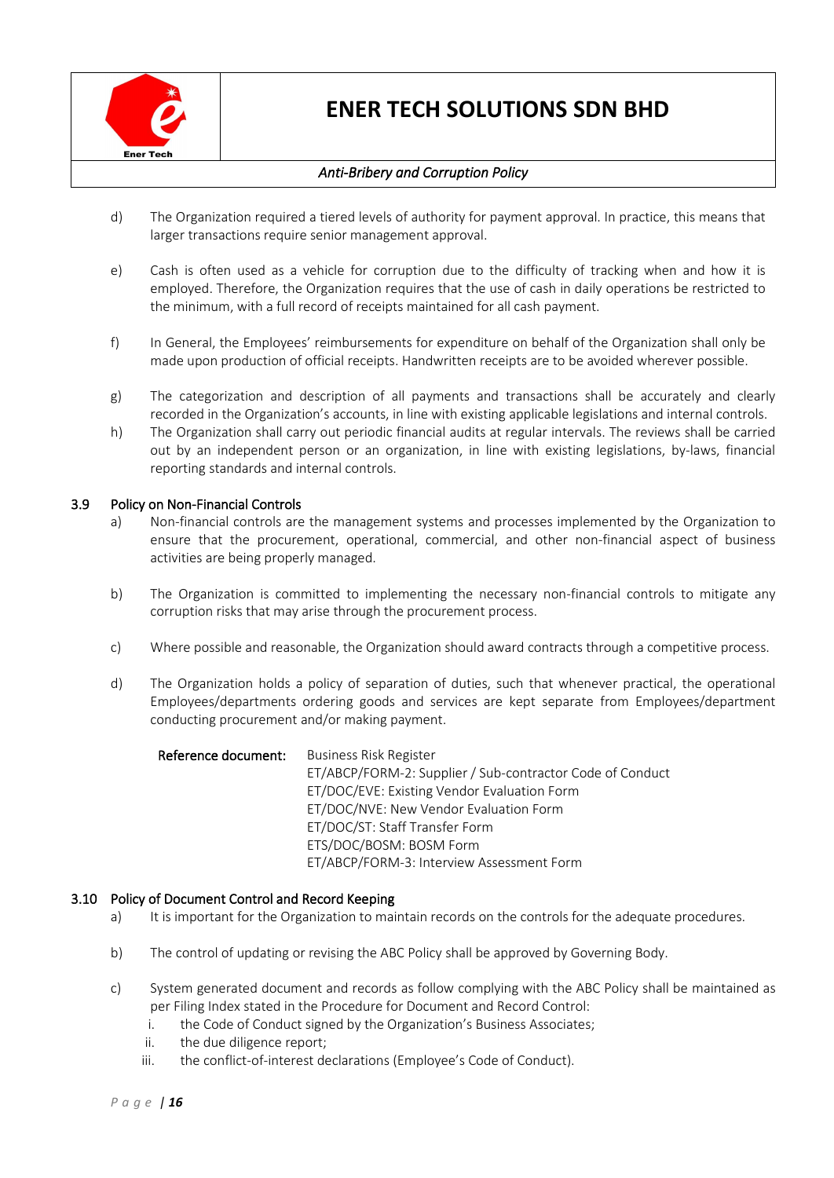d) The Organization required a tiered levels of authority for payment approval. In practice, this means that larger transactions require senior management approval.

e) Cash is often used as a vehicle for corruption due to the difficulty of tracking when and how it is employed. Therefore, the Organization requires that the use of cash in daily operations be restricted to the minimum, with a full record of receipts maintained for all cash payment.

f) In General, the Employees' reimbursements for expenditure on behalf of the Organization shall only be made upon production of official receipts. Handwritten receipts are to be avoided wherever possible.

g) The categorization and description of all payments and transactions shall be accurately and clearly recorded in the Organization's accounts, in line with existing applicable legislations and internal controls.

h) The Organization shall carry out periodic financial audits at regular intervals. The reviews shall be carried out by an independent person or an organization, in line with existing legislations, by-laws, financial reporting standards and internal controls.

### 3.9 Policy on Non-Financial Controls

a) Non-financial controls are the management systems and processes implemented by the Organization to ensure that the procurement, operational, commercial, and other non-financial aspect of business activities are being properly managed.

b) The Organization is committed to implementing the necessary non-financial controls to mitigate any corruption risks that may arise through the procurement process.

c) Where possible and reasonable, the Organization should award contracts through a competitive process.

d) The Organization holds a policy of separation of duties, such that whenever practical, the operational Employees/departments ordering goods and services are kept separate from Employees/department conducting procurement and/or making payment.

**Reference document:**
Business Risk Register
ET/ABCP/FORM-2: Supplier / Sub-contractor Code of Conduct
ET/DOC/EVE: Existing Vendor Evaluation Form
ET/DOC/NVE: New Vendor Evaluation Form
ET/DOC/ST: Staff Transfer Form
ETS/DOC/BOSM: BOSM Form
ET/ABCP/FORM-3: Interview Assessment Form

### 3.10 Policy of Document Control and Record Keeping

a) It is important for the Organization to maintain records on the controls for the adequate procedures.

b) The control of updating or revising the ABC Policy shall be approved by Governing Body.

c) System generated document and records as follow complying with the ABC Policy shall be maintained as per Filing Index stated in the Procedure for Document and Record Control:

   i. the Code of Conduct signed by the Organization's Business Associates;
   ii. the due diligence report;
   iii. the conflict-of-interest declarations (Employee's Code of Conduct).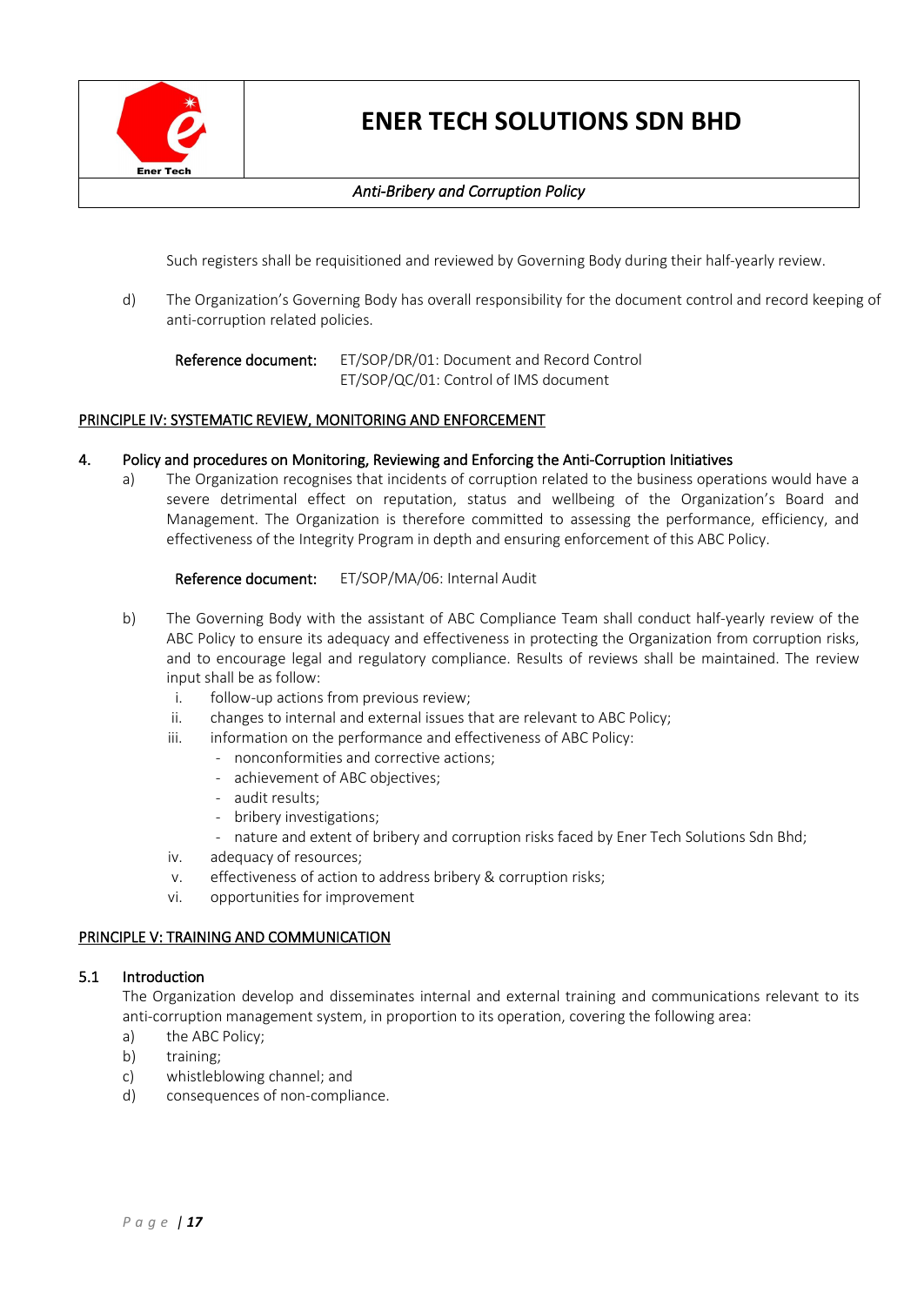Such registers shall be requisitioned and reviewed by Governing Body during their half-yearly review.

d) The Organization's Governing Body has overall responsibility for the document control and record keeping of anti-corruption related policies.

Reference document: ET/SOP/DR/01: Document and Record Control
ET/SOP/QC/01: Control of IMS document

## PRINCIPLE IV: SYSTEMATIC REVIEW, MONITORING AND ENFORCEMENT

### 4. Policy and procedures on Monitoring, Reviewing and Enforcing the Anti-Corruption Initiatives

a) The Organization recognises that incidents of corruption related to the business operations would have a severe detrimental effect on reputation, status and wellbeing of the Organization's Board and Management. The Organization is therefore committed to assessing the performance, efficiency, and effectiveness of the Integrity Program in depth and ensuring enforcement of this ABC Policy.

Reference document: ET/SOP/MA/06: Internal Audit

b) The Governing Body with the assistant of ABC Compliance Team shall conduct half-yearly review of the ABC Policy to ensure its adequacy and effectiveness in protecting the Organization from corruption risks, and to encourage legal and regulatory compliance. Results of reviews shall be maintained. The review input shall be as follow:

i. follow-up actions from previous review;
ii. changes to internal and external issues that are relevant to ABC Policy;
iii. information on the performance and effectiveness of ABC Policy:
   - nonconformities and corrective actions;
   - achievement of ABC objectives;
   - audit results;
   - bribery investigations;
   - nature and extent of bribery and corruption risks faced by Ener Tech Solutions Sdn Bhd;
iv. adequacy of resources;
v. effectiveness of action to address bribery & corruption risks;
vi. opportunities for improvement

## PRINCIPLE V: TRAINING AND COMMUNICATION

### 5.1 Introduction

The Organization develop and disseminates internal and external training and communications relevant to its anti-corruption management system, in proportion to its operation, covering the following area:

a) the ABC Policy;
b) training;
c) whistleblowing channel; and
d) consequences of non-compliance.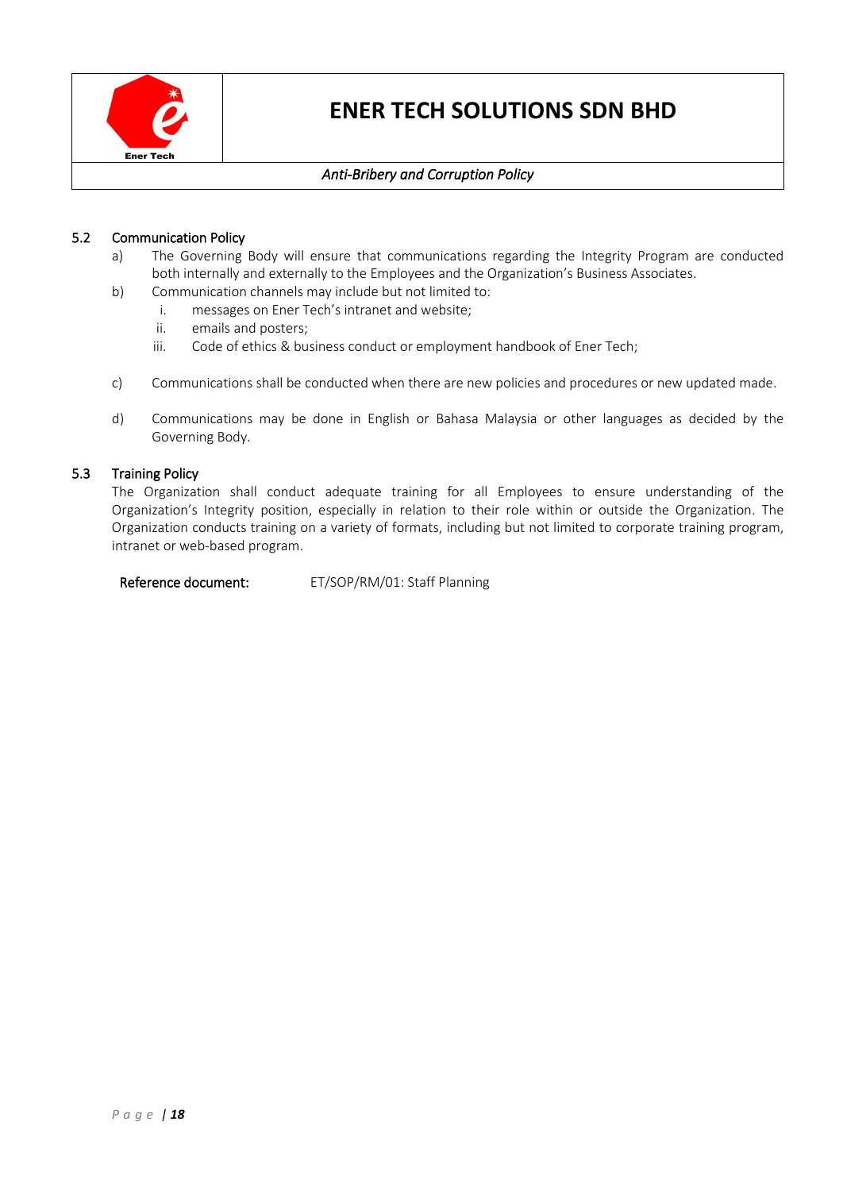### 5.2 Communication Policy

a) The Governing Body will ensure that communications regarding the Integrity Program are conducted both internally and externally to the Employees and the Organization's Business Associates.

b) Communication channels may include but not limited to:

   i. messages on Ener Tech's intranet and website;

   ii. emails and posters;

   iii. Code of ethics & business conduct or employment handbook of Ener Tech;

c) Communications shall be conducted when there are new policies and procedures or new updated made.

d) Communications may be done in English or Bahasa Malaysia or other languages as decided by the Governing Body.

### 5.3 Training Policy

The Organization shall conduct adequate training for all Employees to ensure understanding of the Organization's Integrity position, especially in relation to their role within or outside the Organization. The Organization conducts training on a variety of formats, including but not limited to corporate training program, intranet or web-based program.

**Reference document:** ET/SOP/RM/01: Staff Planning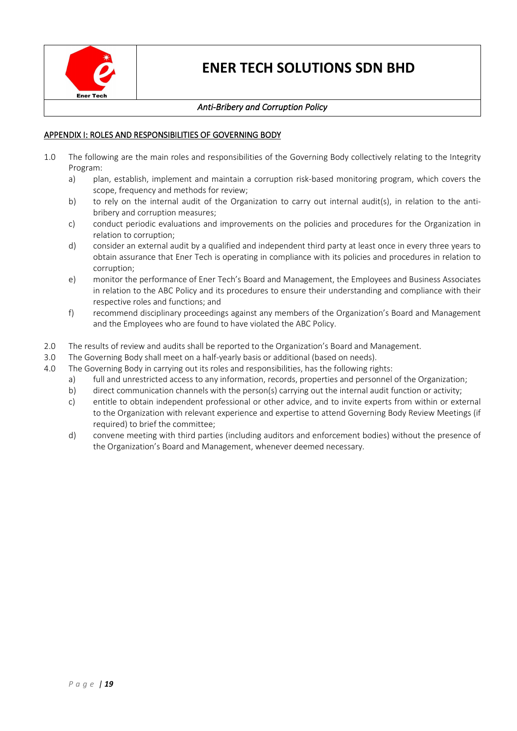## APPENDIX I: ROLES AND RESPONSIBILITIES OF GOVERNING BODY

1.0 The following are the main roles and responsibilities of the Governing Body collectively relating to the Integrity Program:

   a) plan, establish, implement and maintain a corruption risk-based monitoring program, which covers the scope, frequency and methods for review;

   b) to rely on the internal audit of the Organization to carry out internal audit(s), in relation to the anti-bribery and corruption measures;

   c) conduct periodic evaluations and improvements on the policies and procedures for the Organization in relation to corruption;

   d) consider an external audit by a qualified and independent third party at least once in every three years to obtain assurance that Ener Tech is operating in compliance with its policies and procedures in relation to corruption;

   e) monitor the performance of Ener Tech's Board and Management, the Employees and Business Associates in relation to the ABC Policy and its procedures to ensure their understanding and compliance with their respective roles and functions; and

   f) recommend disciplinary proceedings against any members of the Organization's Board and Management and the Employees who are found to have violated the ABC Policy.

2.0 The results of review and audits shall be reported to the Organization's Board and Management.

3.0 The Governing Body shall meet on a half-yearly basis or additional (based on needs).

4.0 The Governing Body in carrying out its roles and responsibilities, has the following rights:

   a) full and unrestricted access to any information, records, properties and personnel of the Organization;

   b) direct communication channels with the person(s) carrying out the internal audit function or activity;

   c) entitle to obtain independent professional or other advice, and to invite experts from within or external to the Organization with relevant experience and expertise to attend Governing Body Review Meetings (if required) to brief the committee;

   d) convene meeting with third parties (including auditors and enforcement bodies) without the presence of the Organization's Board and Management, whenever deemed necessary.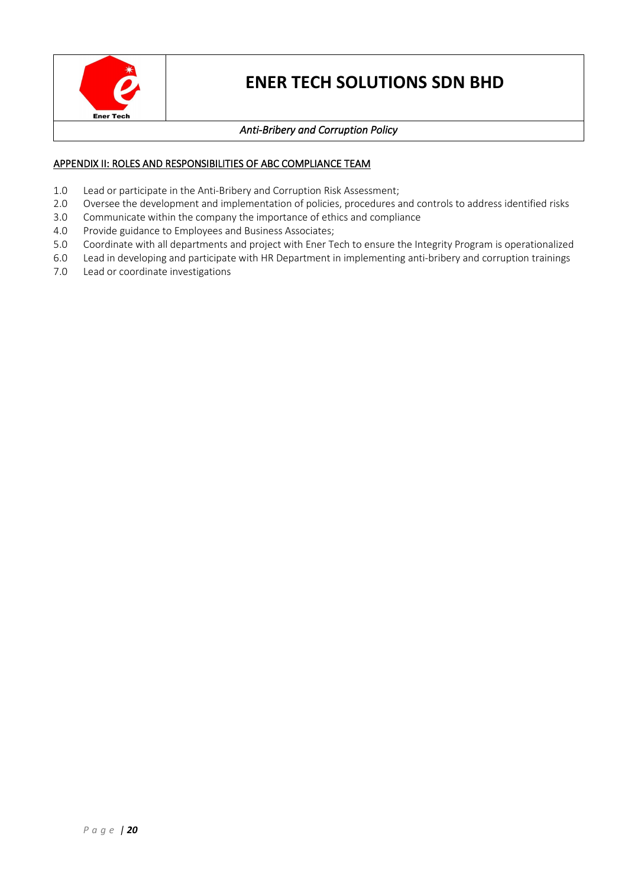## APPENDIX II: ROLES AND RESPONSIBILITIES OF ABC COMPLIANCE TEAM

1.0 Lead or participate in the Anti-Bribery and Corruption Risk Assessment;
2.0 Oversee the development and implementation of policies, procedures and controls to address identified risks
3.0 Communicate within the company the importance of ethics and compliance
4.0 Provide guidance to Employees and Business Associates;
5.0 Coordinate with all departments and project with Ener Tech to ensure the Integrity Program is operationalized
6.0 Lead in developing and participate with HR Department in implementing anti-bribery and corruption trainings
7.0 Lead or coordinate investigations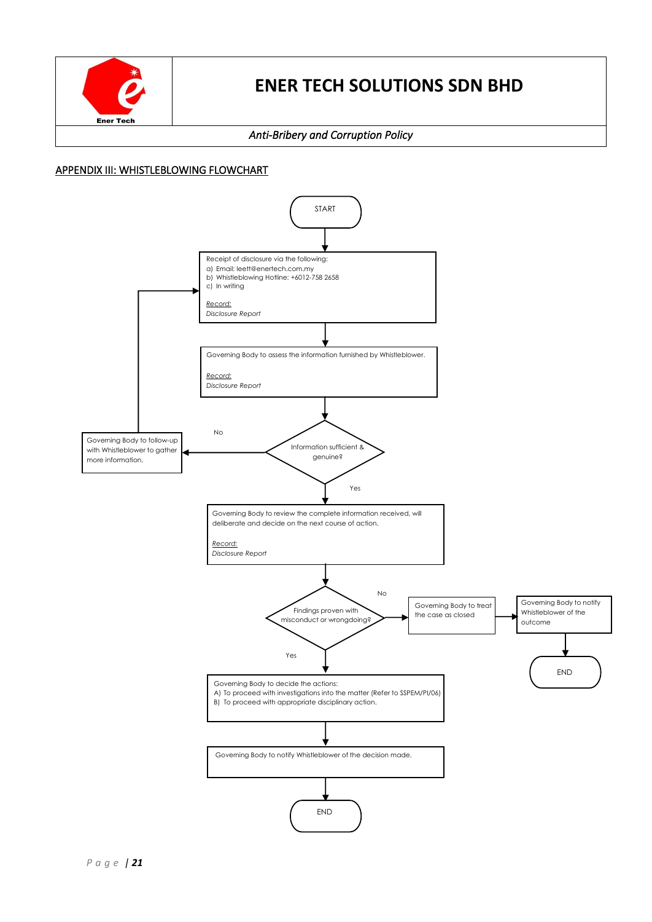## APPENDIX III: WHISTLEBLOWING FLOWCHART

START

Receipt of disclosure via the following:
a) Email: leett@enertech.com.my
b) Whistleblowing Hotline: +6012-758 2658
c) In writing

*Record:*
*Disclosure Report*

Governing Body to assess the information furnished by Whistleblower.

*Record:*
*Disclosure Report*

Information sufficient & genuine?

No → Governing Body to follow-up with Whistleblower to gather more information. (→ back to Receipt of disclosure)

Yes ↓

Governing Body to review the complete information received, will deliberate and decide on the next course of action.

*Record:*
*Disclosure Report*

Findings proven with misconduct or wrongdoing?

No → Governing Body to treat the case as closed → Governing Body to notify Whistleblower of the outcome → END

Yes ↓

Governing Body to decide the actions:
A) To proceed with investigations into the matter (Refer to SSPEM/PI/06)
B) To proceed with appropriate disciplinary action.

Governing Body to notify Whistleblower of the decision made.

END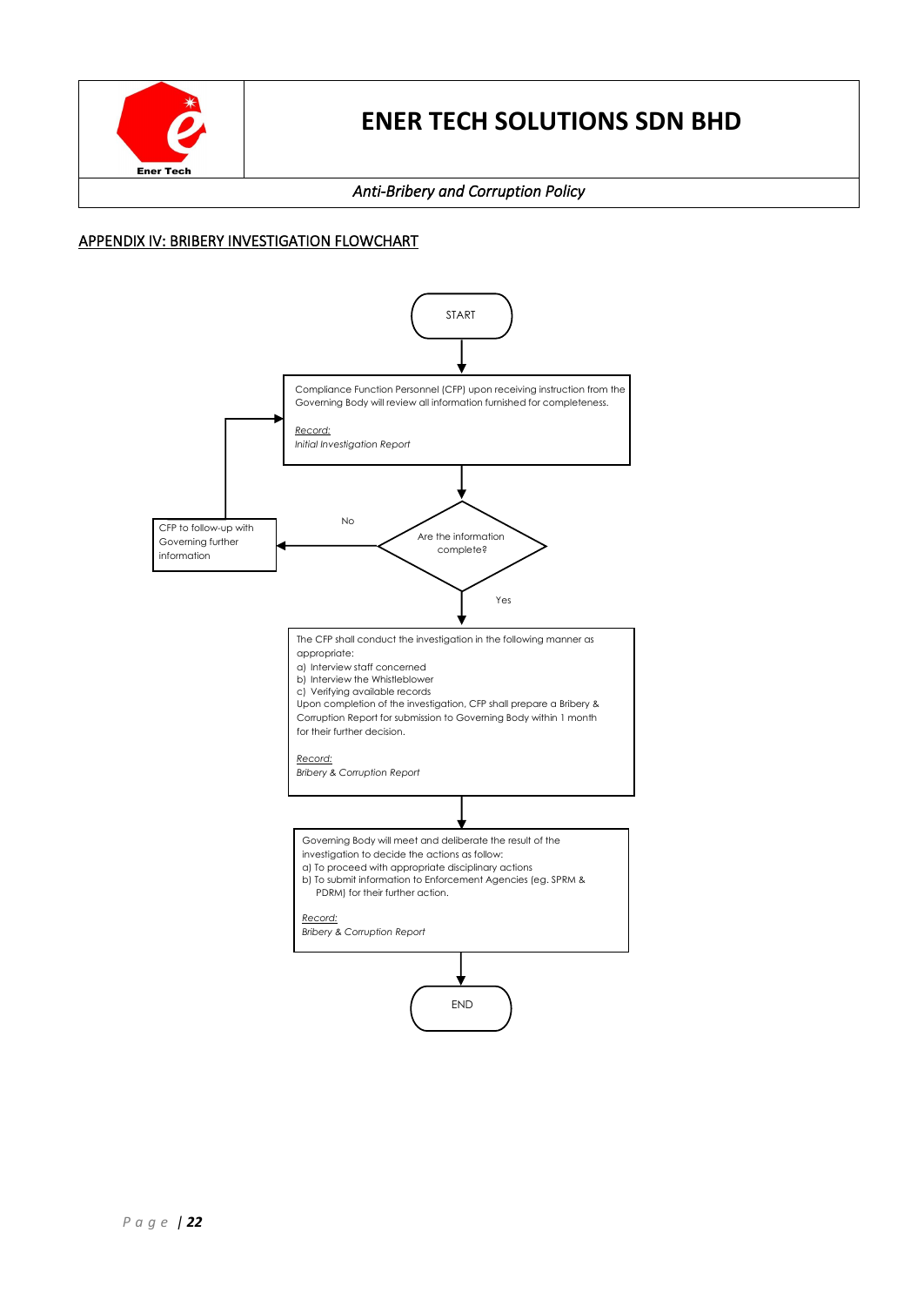## APPENDIX IV: BRIBERY INVESTIGATION FLOWCHART

START

Compliance Function Personnel (CFP) upon receiving instruction from the Governing Body will review all information furnished for completeness.

*Record:*
*Initial Investigation Report*

Are the information complete?

No

CFP to follow-up with Governing further information

Yes

The CFP shall conduct the investigation in the following manner as appropriate:
a) Interview staff concerned
b) Interview the Whistleblower
c) Verifying available records
Upon completion of the investigation, CFP shall prepare a Bribery & Corruption Report for submission to Governing Body within 1 month for their further decision.

*Record:*
*Bribery & Corruption Report*

Governing Body will meet and deliberate the result of the investigation to decide the actions as follow:
a) To proceed with appropriate disciplinary actions
b) To submit information to Enforcement Agencies (eg. SPRM & PDRM) for their further action.

*Record:*
*Bribery & Corruption Report*

END